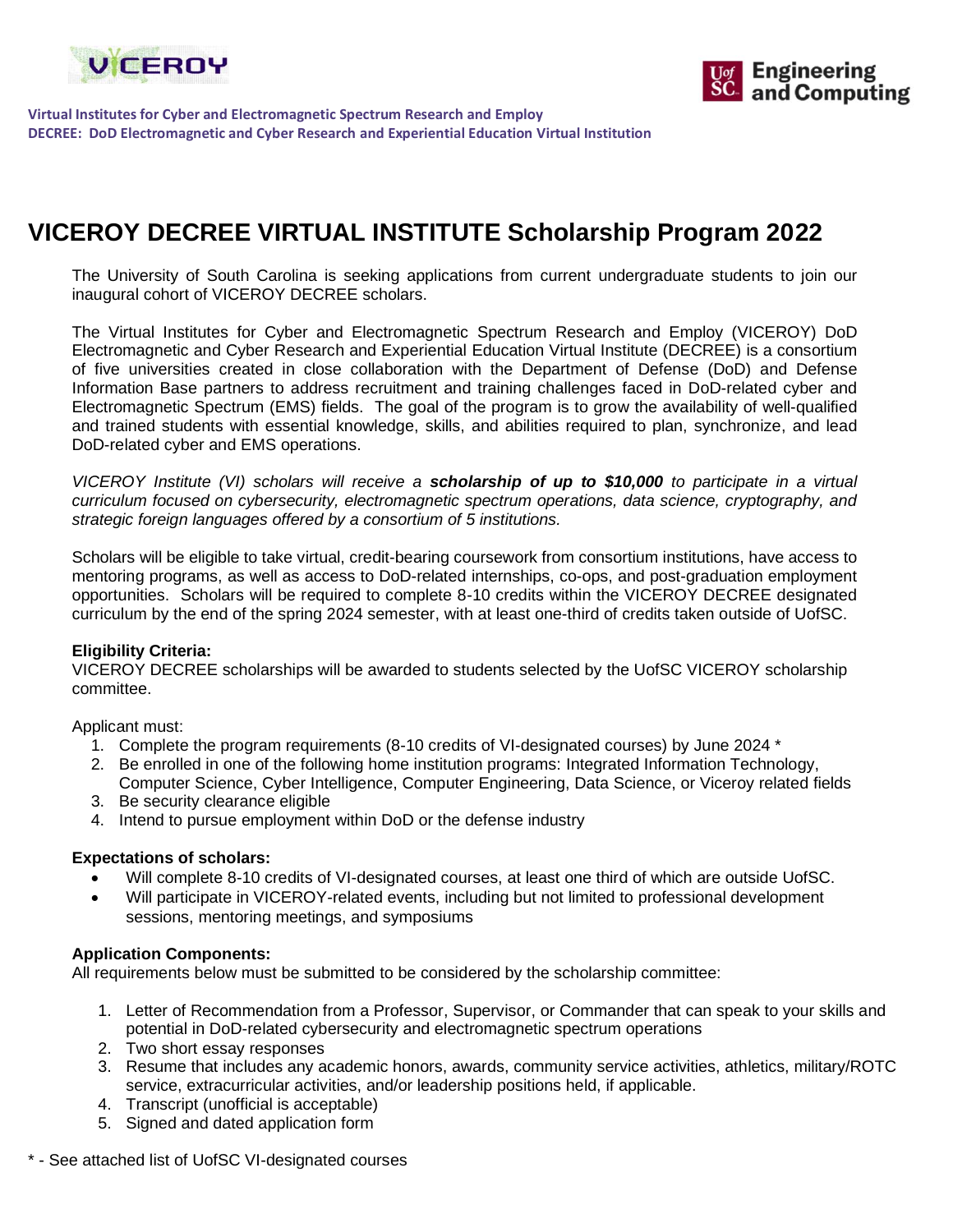VICEROY

Engineering and Computing

**Virtual Institutes for Cyber and Electromagnetic Spectrum Research and Employ**
**DECREE: DoD Electromagnetic and Cyber Research and Experiential Education Virtual Institution**

# VICEROY DECREE VIRTUAL INSTITUTE Scholarship Program 2022

The University of South Carolina is seeking applications from current undergraduate students to join our inaugural cohort of VICEROY DECREE scholars.

The Virtual Institutes for Cyber and Electromagnetic Spectrum Research and Employ (VICEROY) DoD Electromagnetic and Cyber Research and Experiential Education Virtual Institute (DECREE) is a consortium of five universities created in close collaboration with the Department of Defense (DoD) and Defense Information Base partners to address recruitment and training challenges faced in DoD-related cyber and Electromagnetic Spectrum (EMS) fields. The goal of the program is to grow the availability of well-qualified and trained students with essential knowledge, skills, and abilities required to plan, synchronize, and lead DoD-related cyber and EMS operations.

*VICEROY Institute (VI) scholars will receive a **scholarship of up to $10,000** to participate in a virtual curriculum focused on cybersecurity, electromagnetic spectrum operations, data science, cryptography, and strategic foreign languages offered by a consortium of 5 institutions.*

Scholars will be eligible to take virtual, credit-bearing coursework from consortium institutions, have access to mentoring programs, as well as access to DoD-related internships, co-ops, and post-graduation employment opportunities. Scholars will be required to complete 8-10 credits within the VICEROY DECREE designated curriculum by the end of the spring 2024 semester, with at least one-third of credits taken outside of UofSC.

**Eligibility Criteria:**
VICEROY DECREE scholarships will be awarded to students selected by the UofSC VICEROY scholarship committee.

Applicant must:

1. Complete the program requirements (8-10 credits of VI-designated courses) by June 2024 *
2. Be enrolled in one of the following home institution programs: Integrated Information Technology, Computer Science, Cyber Intelligence, Computer Engineering, Data Science, or Viceroy related fields
3. Be security clearance eligible
4. Intend to pursue employment within DoD or the defense industry

**Expectations of scholars:**

- Will complete 8-10 credits of VI-designated courses, at least one third of which are outside UofSC.
- Will participate in VICEROY-related events, including but not limited to professional development sessions, mentoring meetings, and symposiums

**Application Components:**
All requirements below must be submitted to be considered by the scholarship committee:

1. Letter of Recommendation from a Professor, Supervisor, or Commander that can speak to your skills and potential in DoD-related cybersecurity and electromagnetic spectrum operations
2. Two short essay responses
3. Resume that includes any academic honors, awards, community service activities, athletics, military/ROTC service, extracurricular activities, and/or leadership positions held, if applicable.
4. Transcript (unofficial is acceptable)
5. Signed and dated application form

* - See attached list of UofSC VI-designated courses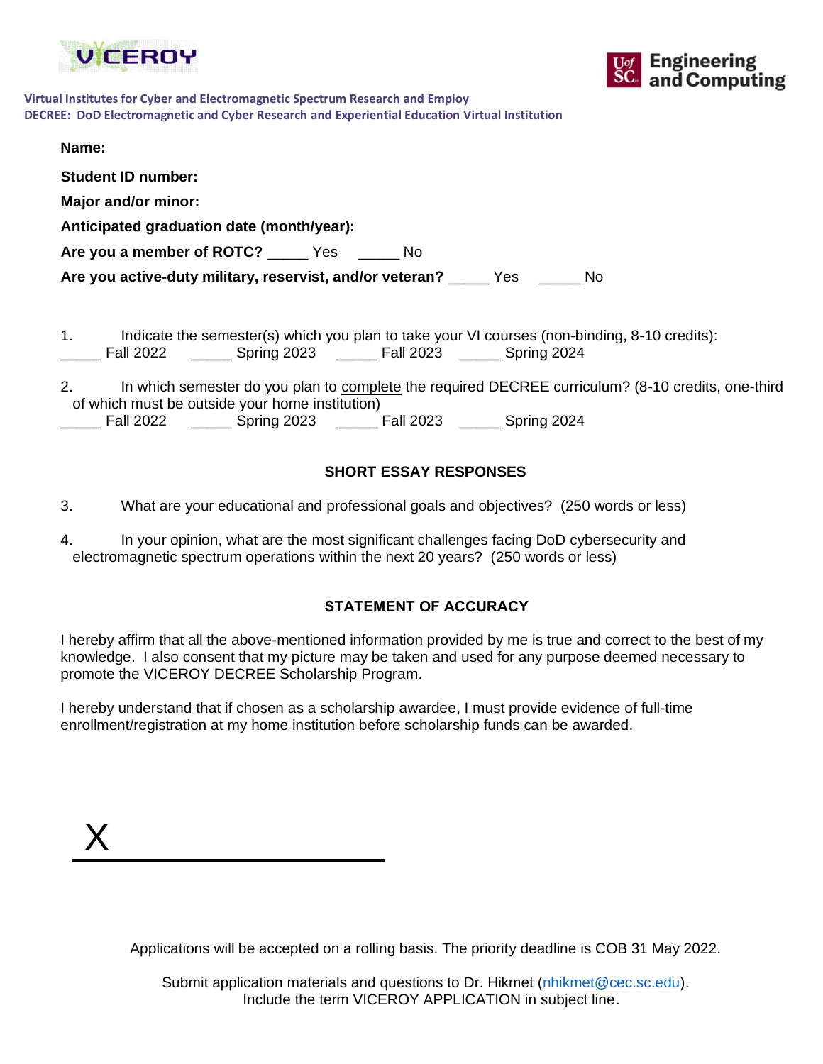VICEROY

Engineering and Computing

**Virtual Institutes for Cyber and Electromagnetic Spectrum Research and Employ**
**DECREE: DoD Electromagnetic and Cyber Research and Experiential Education Virtual Institution**

**Name:**

**Student ID number:**

**Major and/or minor:**

**Anticipated graduation date (month/year):**

**Are you a member of ROTC?** _____ Yes _____ No

**Are you active-duty military, reservist, and/or veteran?** _____ Yes _____ No

1. Indicate the semester(s) which you plan to take your VI courses (non-binding, 8-10 credits):
_____ Fall 2022 _____ Spring 2023 _____ Fall 2023 _____ Spring 2024

2. In which semester do you plan to complete the required DECREE curriculum? (8-10 credits, one-third of which must be outside your home institution)
_____ Fall 2022 _____ Spring 2023 _____ Fall 2023 _____ Spring 2024

## SHORT ESSAY RESPONSES

3. What are your educational and professional goals and objectives? (250 words or less)

4. In your opinion, what are the most significant challenges facing DoD cybersecurity and electromagnetic spectrum operations within the next 20 years? (250 words or less)

## STATEMENT OF ACCURACY

I hereby affirm that all the above-mentioned information provided by me is true and correct to the best of my knowledge. I also consent that my picture may be taken and used for any purpose deemed necessary to promote the VICEROY DECREE Scholarship Program.

I hereby understand that if chosen as a scholarship awardee, I must provide evidence of full-time enrollment/registration at my home institution before scholarship funds can be awarded.

X ______________________________

Applications will be accepted on a rolling basis. The priority deadline is COB 31 May 2022.

Submit application materials and questions to Dr. Hikmet (nhikmet@cec.sc.edu).
Include the term VICEROY APPLICATION in subject line.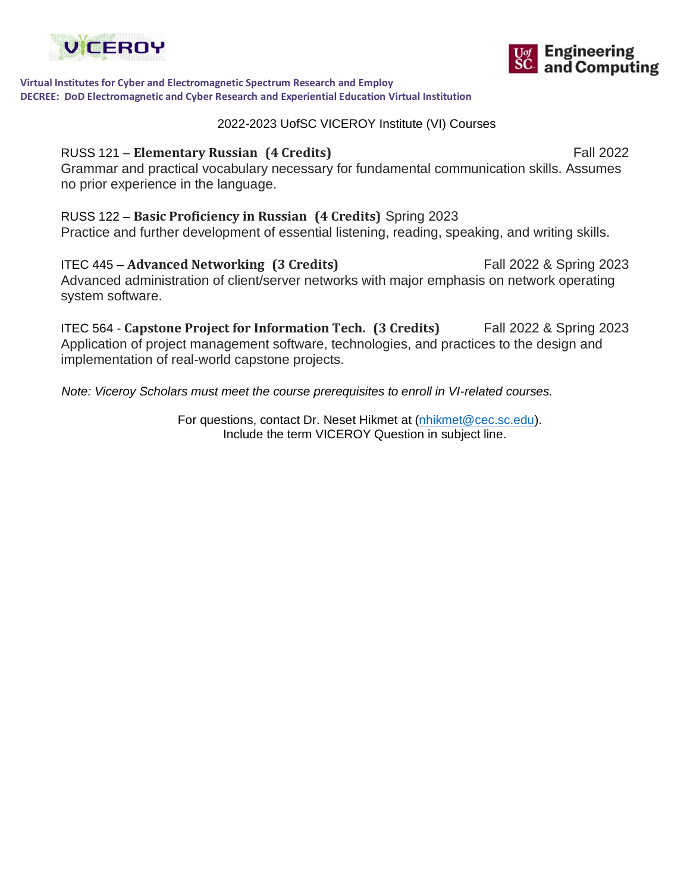**Virtual Institutes for Cyber and Electromagnetic Spectrum Research and Employ**
**DECREE: DoD Electromagnetic and Cyber Research and Experiential Education Virtual Institution**

## 2022-2023 UofSC VICEROY Institute (VI) Courses

RUSS 121 – **Elementary Russian (4 Credits)** Fall 2022
Grammar and practical vocabulary necessary for fundamental communication skills. Assumes no prior experience in the language.

RUSS 122 – **Basic Proficiency in Russian (4 Credits)** Spring 2023
Practice and further development of essential listening, reading, speaking, and writing skills.

ITEC 445 – **Advanced Networking (3 Credits)** Fall 2022 & Spring 2023
Advanced administration of client/server networks with major emphasis on network operating system software.

ITEC 564 - **Capstone Project for Information Tech. (3 Credits)** Fall 2022 & Spring 2023
Application of project management software, technologies, and practices to the design and implementation of real-world capstone projects.

*Note: Viceroy Scholars must meet the course prerequisites to enroll in VI-related courses.*

For questions, contact Dr. Neset Hikmet at (nhikmet@cec.sc.edu).
Include the term VICEROY Question in subject line.